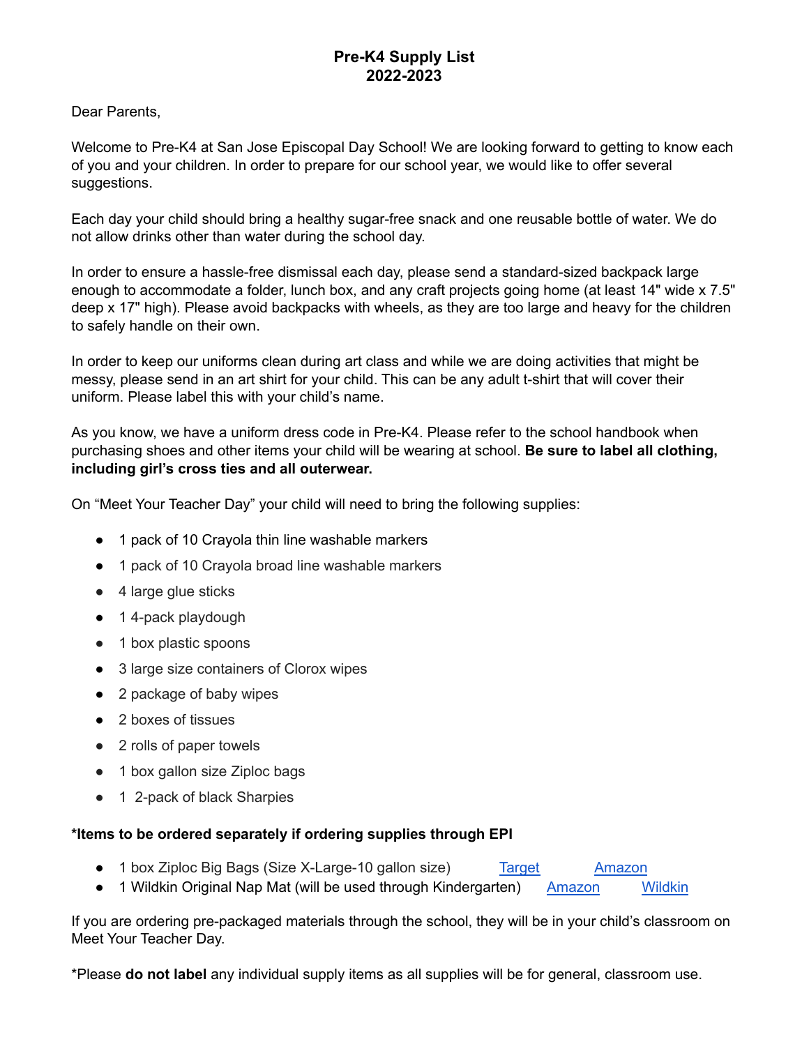# Pre-K4 Supply List
# 2022-2023

Dear Parents,

Welcome to Pre-K4 at San Jose Episcopal Day School! We are looking forward to getting to know each of you and your children. In order to prepare for our school year, we would like to offer several suggestions.

Each day your child should bring a healthy sugar-free snack and one reusable bottle of water. We do not allow drinks other than water during the school day.

In order to ensure a hassle-free dismissal each day, please send a standard-sized backpack large enough to accommodate a folder, lunch box, and any craft projects going home (at least 14" wide x 7.5" deep x 17" high). Please avoid backpacks with wheels, as they are too large and heavy for the children to safely handle on their own.

In order to keep our uniforms clean during art class and while we are doing activities that might be messy, please send in an art shirt for your child. This can be any adult t-shirt that will cover their uniform. Please label this with your child's name.

As you know, we have a uniform dress code in Pre-K4. Please refer to the school handbook when purchasing shoes and other items your child will be wearing at school. **Be sure to label all clothing, including girl's cross ties and all outerwear.**

On "Meet Your Teacher Day" your child will need to bring the following supplies:

- 1 pack of 10 Crayola thin line washable markers
- 1 pack of 10 Crayola broad line washable markers
- 4 large glue sticks
- 1 4-pack playdough
- 1 box plastic spoons
- 3 large size containers of Clorox wipes
- 2 package of baby wipes
- 2 boxes of tissues
- 2 rolls of paper towels
- 1 box gallon size Ziploc bags
- 1 2-pack of black Sharpies

**\*Items to be ordered separately if ordering supplies through EPI**

- 1 box Ziploc Big Bags (Size X-Large-10 gallon size) [Target] [Amazon]
- 1 Wildkin Original Nap Mat (will be used through Kindergarten) [Amazon] [Wildkin]

If you are ordering pre-packaged materials through the school, they will be in your child's classroom on Meet Your Teacher Day.

\*Please **do not label** any individual supply items as all supplies will be for general, classroom use.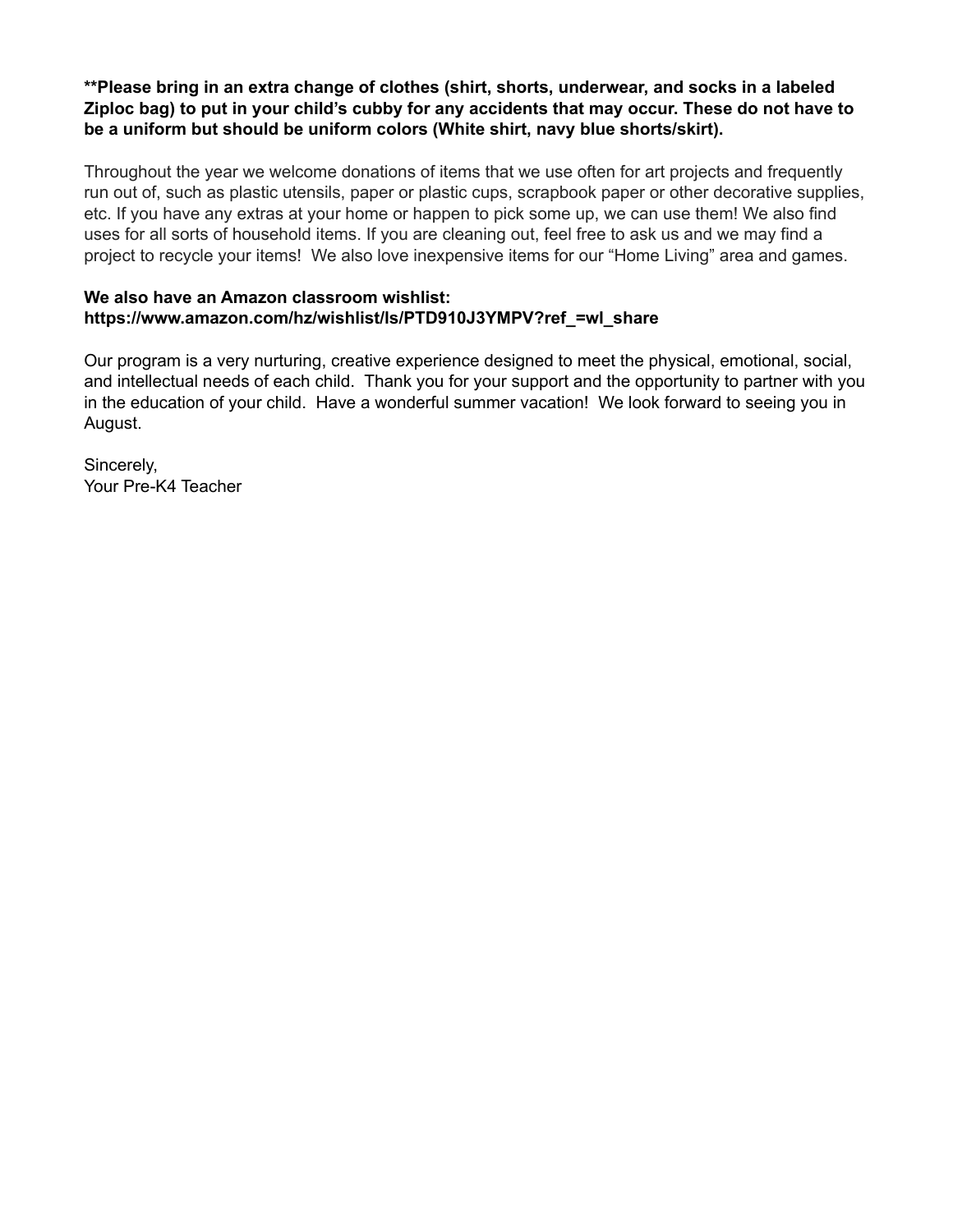**\*\*Please bring in an extra change of clothes (shirt, shorts, underwear, and socks in a labeled Ziploc bag) to put in your child's cubby for any accidents that may occur. These do not have to be a uniform but should be uniform colors (White shirt, navy blue shorts/skirt).**

Throughout the year we welcome donations of items that we use often for art projects and frequently run out of, such as plastic utensils, paper or plastic cups, scrapbook paper or other decorative supplies, etc. If you have any extras at your home or happen to pick some up, we can use them! We also find uses for all sorts of household items. If you are cleaning out, feel free to ask us and we may find a project to recycle your items! We also love inexpensive items for our "Home Living" area and games.

**We also have an Amazon classroom wishlist:**
**https://www.amazon.com/hz/wishlist/ls/PTD910J3YMPV?ref_=wl_share**

Our program is a very nurturing, creative experience designed to meet the physical, emotional, social, and intellectual needs of each child. Thank you for your support and the opportunity to partner with you in the education of your child. Have a wonderful summer vacation! We look forward to seeing you in August.

Sincerely,
Your Pre-K4 Teacher